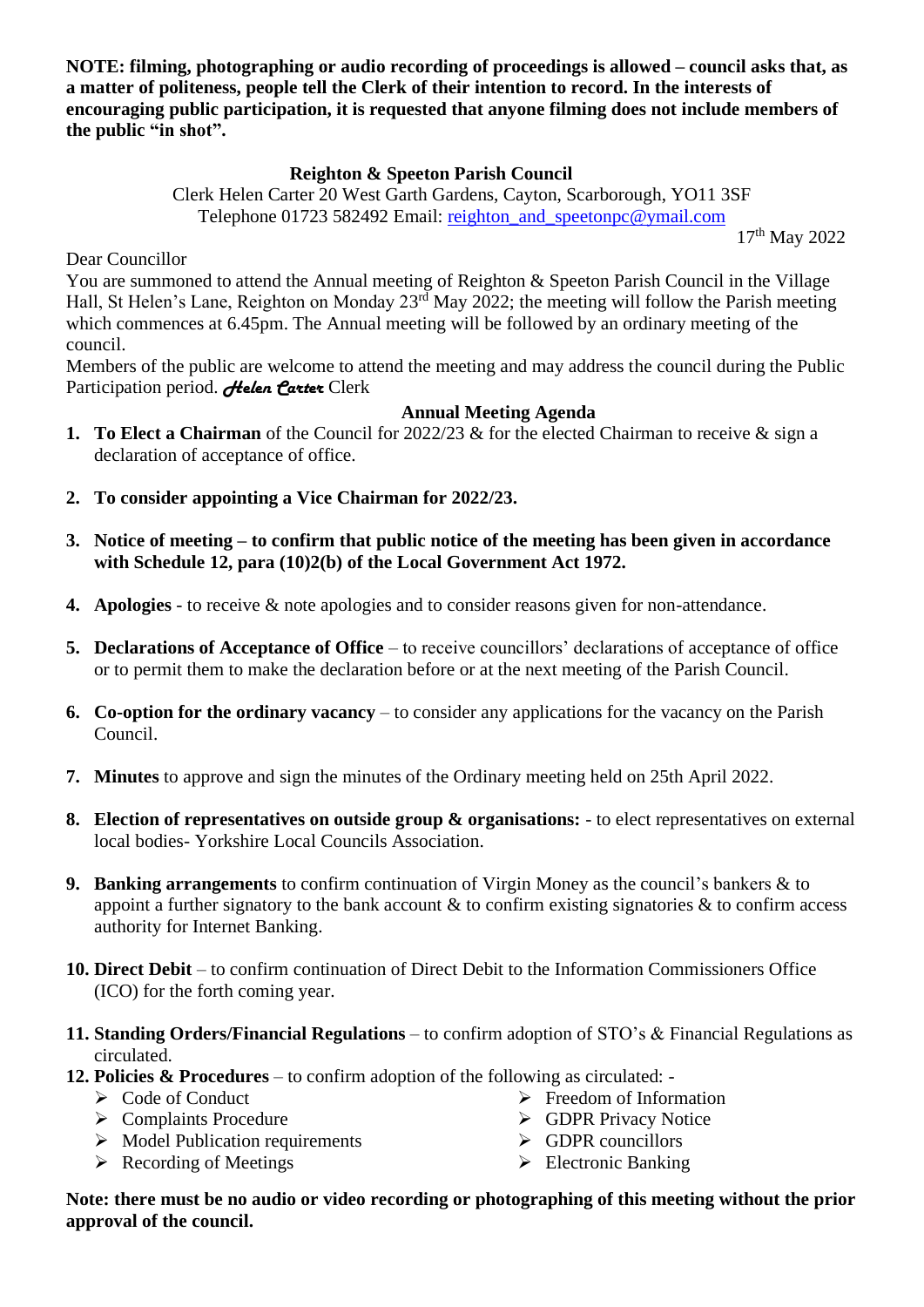**NOTE: filming, photographing or audio recording of proceedings is allowed – council asks that, as a matter of politeness, people tell the Clerk of their intention to record. In the interests of encouraging public participation, it is requested that anyone filming does not include members of the public "in shot".**

**Reighton & Speeton Parish Council**

Clerk Helen Carter 20 West Garth Gardens, Cayton, Scarborough, YO11 3SF
Telephone 01723 582492 Email: reighton_and_speetonpc@ymail.com

17th May 2022

Dear Councillor

You are summoned to attend the Annual meeting of Reighton & Speeton Parish Council in the Village Hall, St Helen's Lane, Reighton on Monday 23rd May 2022; the meeting will follow the Parish meeting which commences at 6.45pm. The Annual meeting will be followed by an ordinary meeting of the council.

Members of the public are welcome to attend the meeting and may address the council during the Public Participation period. *Helen Carter* Clerk

**Annual Meeting Agenda**

1. **To Elect a Chairman** of the Council for 2022/23 & for the elected Chairman to receive & sign a declaration of acceptance of office.

2. **To consider appointing a Vice Chairman for 2022/23.**

3. **Notice of meeting – to confirm that public notice of the meeting has been given in accordance with Schedule 12, para (10)2(b) of the Local Government Act 1972.**

4. **Apologies** - to receive & note apologies and to consider reasons given for non-attendance.

5. **Declarations of Acceptance of Office** – to receive councillors' declarations of acceptance of office or to permit them to make the declaration before or at the next meeting of the Parish Council.

6. **Co-option for the ordinary vacancy** – to consider any applications for the vacancy on the Parish Council.

7. **Minutes** to approve and sign the minutes of the Ordinary meeting held on 25th April 2022.

8. **Election of representatives on outside group & organisations:** - to elect representatives on external local bodies- Yorkshire Local Councils Association.

9. **Banking arrangements** to confirm continuation of Virgin Money as the council's bankers & to appoint a further signatory to the bank account & to confirm existing signatories & to confirm access authority for Internet Banking.

10. **Direct Debit** – to confirm continuation of Direct Debit to the Information Commissioners Office (ICO) for the forth coming year.

11. **Standing Orders/Financial Regulations** – to confirm adoption of STO's & Financial Regulations as circulated.

12. **Policies & Procedures** – to confirm adoption of the following as circulated: -
    - Code of Conduct
    - Complaints Procedure
    - Model Publication requirements
    - Recording of Meetings
    - Freedom of Information
    - GDPR Privacy Notice
    - GDPR councillors
    - Electronic Banking

**Note: there must be no audio or video recording or photographing of this meeting without the prior approval of the council.**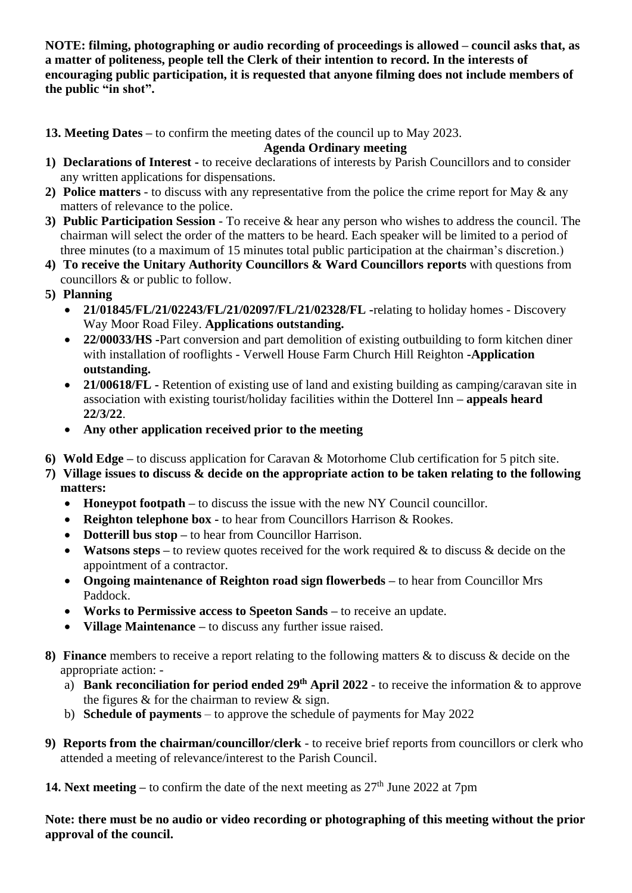**NOTE: filming, photographing or audio recording of proceedings is allowed – council asks that, as a matter of politeness, people tell the Clerk of their intention to record. In the interests of encouraging public participation, it is requested that anyone filming does not include members of the public "in shot".**

**13. Meeting Dates –** to confirm the meeting dates of the council up to May 2023.

**Agenda Ordinary meeting**

1) **Declarations of Interest -** to receive declarations of interests by Parish Councillors and to consider any written applications for dispensations.
2) **Police matters** - to discuss with any representative from the police the crime report for May & any matters of relevance to the police.
3) **Public Participation Session** - To receive & hear any person who wishes to address the council. The chairman will select the order of the matters to be heard. Each speaker will be limited to a period of three minutes (to a maximum of 15 minutes total public participation at the chairman's discretion.)
4) **To receive the Unitary Authority Councillors & Ward Councillors reports** with questions from councillors & or public to follow.
5) **Planning**
   - **21/01845/FL/21/02243/FL/21/02097/FL/21/02328/FL -**relating to holiday homes - Discovery Way Moor Road Filey. **Applications outstanding.**
   - **22/00033/HS -**Part conversion and part demolition of existing outbuilding to form kitchen diner with installation of rooflights - Verwell House Farm Church Hill Reighton **-Application outstanding.**
   - **21/00618/FL -** Retention of existing use of land and existing building as camping/caravan site in association with existing tourist/holiday facilities within the Dotterel Inn **– appeals heard 22/3/22**.
   - **Any other application received prior to the meeting**
6) **Wold Edge –** to discuss application for Caravan & Motorhome Club certification for 5 pitch site.
7) **Village issues to discuss & decide on the appropriate action to be taken relating to the following matters:**
   - **Honeypot footpath –** to discuss the issue with the new NY Council councillor.
   - **Reighton telephone box -** to hear from Councillors Harrison & Rookes.
   - **Dotterill bus stop –** to hear from Councillor Harrison.
   - **Watsons steps –** to review quotes received for the work required & to discuss & decide on the appointment of a contractor.
   - **Ongoing maintenance of Reighton road sign flowerbeds –** to hear from Councillor Mrs Paddock.
   - **Works to Permissive access to Speeton Sands –** to receive an update.
   - **Village Maintenance –** to discuss any further issue raised.
8) **Finance** members to receive a report relating to the following matters & to discuss & decide on the appropriate action: -
   a) **Bank reconciliation for period ended 29th April 2022** - to receive the information & to approve the figures & for the chairman to review & sign.
   b) **Schedule of payments** – to approve the schedule of payments for May 2022
9) **Reports from the chairman/councillor/clerk** - to receive brief reports from councillors or clerk who attended a meeting of relevance/interest to the Parish Council.

**14. Next meeting –** to confirm the date of the next meeting as 27th June 2022 at 7pm

**Note: there must be no audio or video recording or photographing of this meeting without the prior approval of the council.**